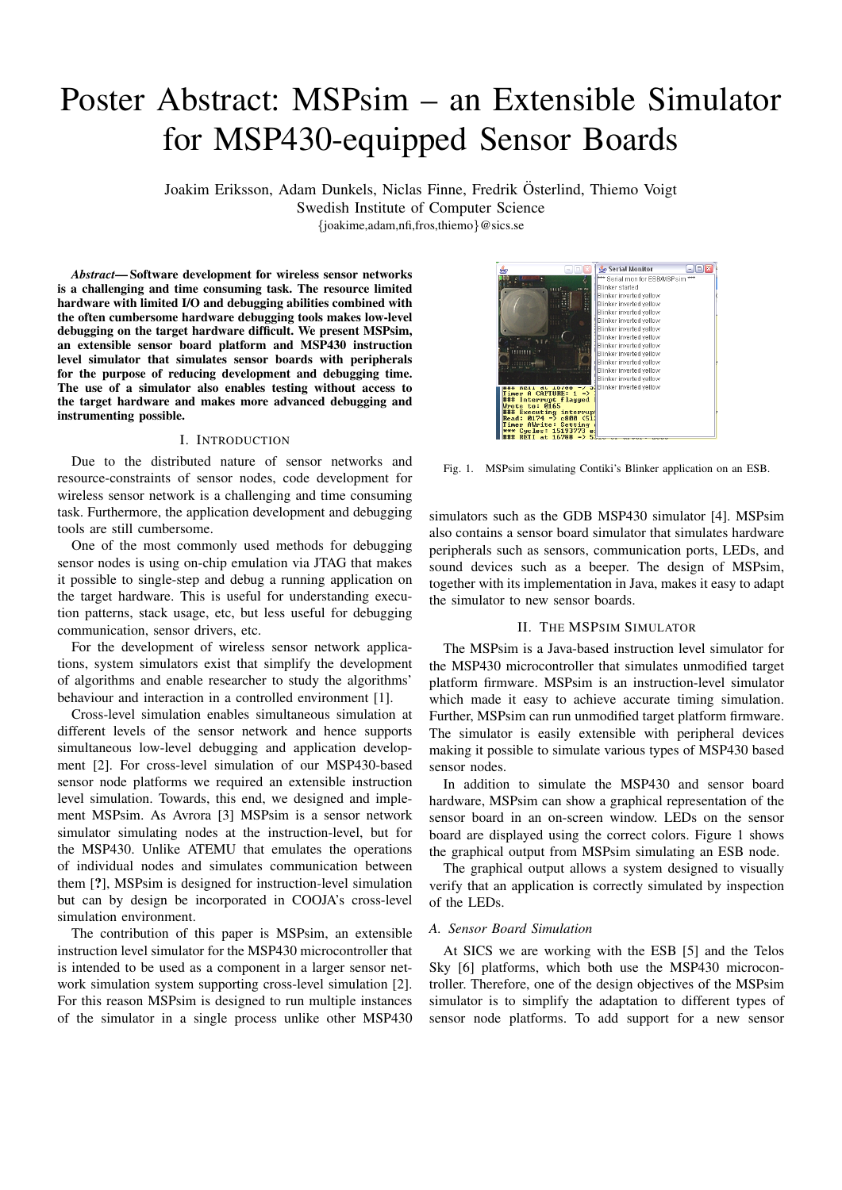// Compiled from the page image; 'No images were detected' so Fig. 1 appears only as its caption.
# Poster Abstract: MSPsim – an Extensible Simulator for MSP430-equipped Sensor Boards

Joakim Eriksson, Adam Dunkels, Niclas Finne, Fredrik Österlind, Thiemo Voigt
Swedish Institute of Computer Science
{joakime,adam,nfi,fros,thiemo}@sics.se

***Abstract*— Software development for wireless sensor networks is a challenging and time consuming task. The resource limited hardware with limited I/O and debugging abilities combined with the often cumbersome hardware debugging tools makes low-level debugging on the target hardware difficult. We present MSPsim, an extensible sensor board platform and MSP430 instruction level simulator that simulates sensor boards with peripherals for the purpose of reducing development and debugging time. The use of a simulator also enables testing without access to the target hardware and makes more advanced debugging and instrumenting possible.**

## I. Introduction

Due to the distributed nature of sensor networks and resource-constraints of sensor nodes, code development for wireless sensor network is a challenging and time consuming task. Furthermore, the application development and debugging tools are still cumbersome.

One of the most commonly used methods for debugging sensor nodes is using on-chip emulation via JTAG that makes it possible to single-step and debug a running application on the target hardware. This is useful for understanding execution patterns, stack usage, etc, but less useful for debugging communication, sensor drivers, etc.

For the development of wireless sensor network applications, system simulators exist that simplify the development of algorithms and enable researcher to study the algorithms' behaviour and interaction in a controlled environment [1].

Cross-level simulation enables simultaneous simulation at different levels of the sensor network and hence supports simultaneous low-level debugging and application development [2]. For cross-level simulation of our MSP430-based sensor node platforms we required an extensible instruction level simulation. Towards, this end, we designed and implement MSPsim. As Avrora [3] MSPsim is a sensor network simulator simulating nodes at the instruction-level, but for the MSP430. Unlike ATEMU that emulates the operations of individual nodes and simulates communication between them [**?**], MSPsim is designed for instruction-level simulation but can by design be incorporated in COOJA's cross-level simulation environment.

The contribution of this paper is MSPsim, an extensible instruction level simulator for the MSP430 microcontroller that is intended to be used as a component in a larger sensor network simulation system supporting cross-level simulation [2]. For this reason MSPsim is designed to run multiple instances of the simulator in a single process unlike other MSP430 simulators such as the GDB MSP430 simulator [4]. MSPsim also contains a sensor board simulator that simulates hardware peripherals such as sensors, communication ports, LEDs, and sound devices such as a beeper. The design of MSPsim, together with its implementation in Java, makes it easy to adapt the simulator to new sensor boards.

Fig. 1. MSPsim simulating Contiki's Blinker application on an ESB.

## II. The MSPsim Simulator

The MSPsim is a Java-based instruction level simulator for the MSP430 microcontroller that simulates unmodified target platform firmware. MSPsim is an instruction-level simulator which made it easy to achieve accurate timing simulation. Further, MSPsim can run unmodified target platform firmware. The simulator is easily extensible with peripheral devices making it possible to simulate various types of MSP430 based sensor nodes.

In addition to simulate the MSP430 and sensor board hardware, MSPsim can show a graphical representation of the sensor board in an on-screen window. LEDs on the sensor board are displayed using the correct colors. Figure 1 shows the graphical output from MSPsim simulating an ESB node.

The graphical output allows a system designed to visually verify that an application is correctly simulated by inspection of the LEDs.

### *A. Sensor Board Simulation*

At SICS we are working with the ESB [5] and the Telos Sky [6] platforms, which both use the MSP430 microcontroller. Therefore, one of the design objectives of the MSPsim simulator is to simplify the adaptation to different types of sensor node platforms. To add support for a new sensor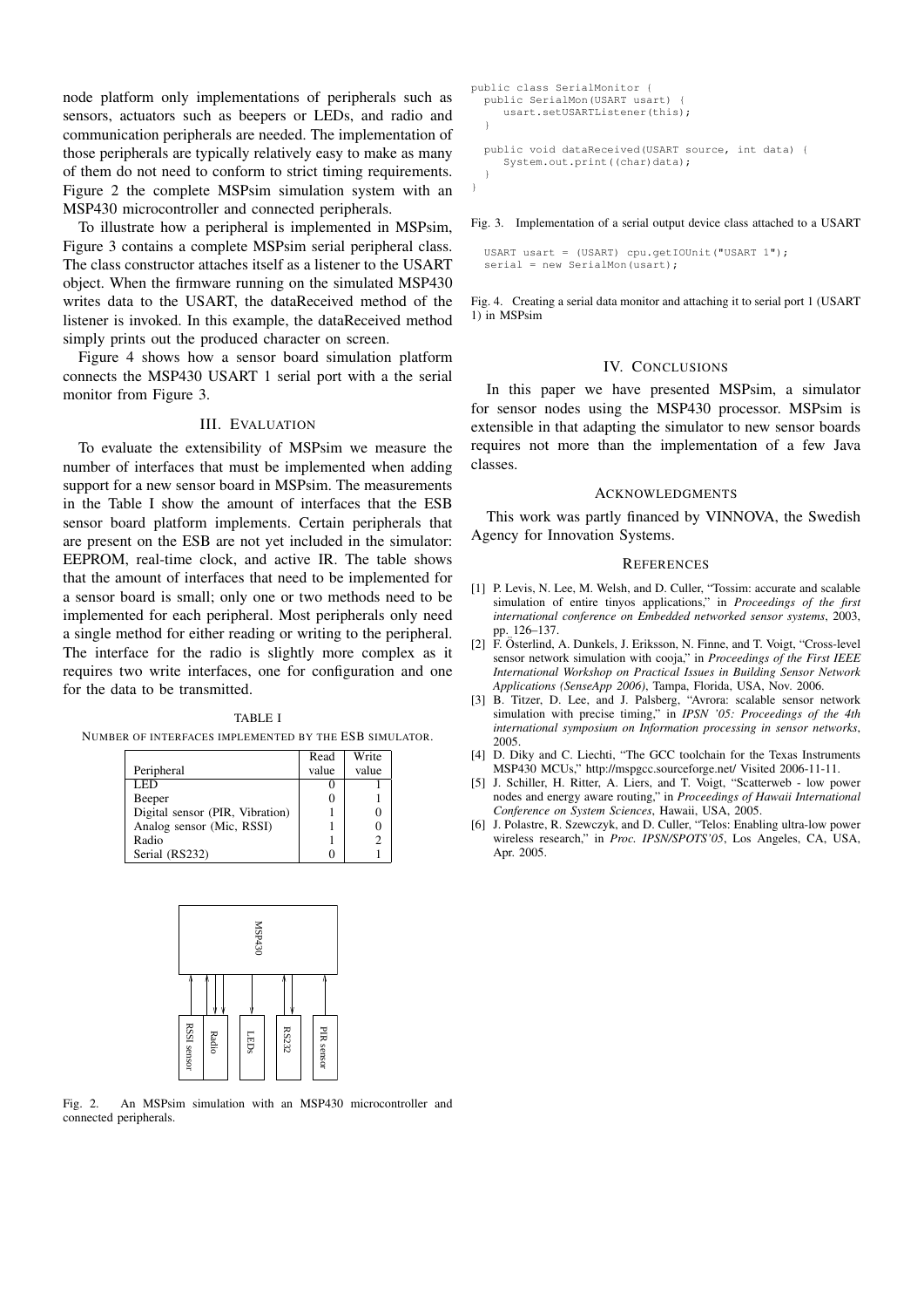node platform only implementations of peripherals such as sensors, actuators such as beepers or LEDs, and radio and communication peripherals are needed. The implementation of those peripherals are typically relatively easy to make as many of them do not need to conform to strict timing requirements. Figure 2 the complete MSPsim simulation system with an MSP430 microcontroller and connected peripherals.

To illustrate how a peripheral is implemented in MSPsim, Figure 3 contains a complete MSPsim serial peripheral class. The class constructor attaches itself as a listener to the USART object. When the firmware running on the simulated MSP430 writes data to the USART, the dataReceived method of the listener is invoked. In this example, the dataReceived method simply prints out the produced character on screen.

Figure 4 shows how a sensor board simulation platform connects the MSP430 USART 1 serial port with a the serial monitor from Figure 3.

## III. Evaluation

To evaluate the extensibility of MSPsim we measure the number of interfaces that must be implemented when adding support for a new sensor board in MSPsim. The measurements in the Table I show the amount of interfaces that the ESB sensor board platform implements. Certain peripherals that are present on the ESB are not yet included in the simulator: EEPROM, real-time clock, and active IR. The table shows that the amount of interfaces that need to be implemented for a sensor board is small; only one or two methods need to be implemented for each peripheral. Most peripherals only need a single method for either reading or writing to the peripheral. The interface for the radio is slightly more complex as it requires two write interfaces, one for configuration and one for the data to be transmitted.

TABLE I
Number of interfaces implemented by the ESB simulator.

| Peripheral | Read value | Write value |
|---|---|---|
| LED | 0 | 1 |
| Beeper | 0 | 1 |
| Digital sensor (PIR, Vibration) | 1 | 0 |
| Analog sensor (Mic, RSSI) | 1 | 0 |
| Radio | 1 | 2 |
| Serial (RS232) | 0 | 1 |

MSP430

RSSI sensor

Radio

LEDs

RS232

PIR sensor

Fig. 2. An MSPsim simulation with an MSP430 microcontroller and connected peripherals.

```
public class SerialMonitor {
  public SerialMon(USART usart) {
     usart.setUSARTListener(this);
  }

  public void dataReceived(USART source, int data) {
     System.out.print((char)data);
  }
}
```

Fig. 3. Implementation of a serial output device class attached to a USART

```
USART usart = (USART) cpu.getIOUnit("USART 1");
serial = new SerialMon(usart);
```

Fig. 4. Creating a serial data monitor and attaching it to serial port 1 (USART 1) in MSPsim

## IV. Conclusions

In this paper we have presented MSPsim, a simulator for sensor nodes using the MSP430 processor. MSPsim is extensible in that adapting the simulator to new sensor boards requires not more than the implementation of a few Java classes.

## Acknowledgments

This work was partly financed by VINNOVA, the Swedish Agency for Innovation Systems.

## References

[1] P. Levis, N. Lee, M. Welsh, and D. Culler, "Tossim: accurate and scalable simulation of entire tinyos applications," in *Proceedings of the first international conference on Embedded networked sensor systems*, 2003, pp. 126–137.

[2] F. Österlind, A. Dunkels, J. Eriksson, N. Finne, and T. Voigt, "Cross-level sensor network simulation with cooja," in *Proceedings of the First IEEE International Workshop on Practical Issues in Building Sensor Network Applications (SenseApp 2006)*, Tampa, Florida, USA, Nov. 2006.

[3] B. Titzer, D. Lee, and J. Palsberg, "Avrora: scalable sensor network simulation with precise timing," in *IPSN '05: Proceedings of the 4th international symposium on Information processing in sensor networks*, 2005.

[4] D. Diky and C. Liechti, "The GCC toolchain for the Texas Instruments MSP430 MCUs," http://mspgcc.sourceforge.net/ Visited 2006-11-11.

[5] J. Schiller, H. Ritter, A. Liers, and T. Voigt, "Scatterweb - low power nodes and energy aware routing," in *Proceedings of Hawaii International Conference on System Sciences*, Hawaii, USA, 2005.

[6] J. Polastre, R. Szewczyk, and D. Culler, "Telos: Enabling ultra-low power wireless research," in *Proc. IPSN/SPOTS'05*, Los Angeles, CA, USA, Apr. 2005.